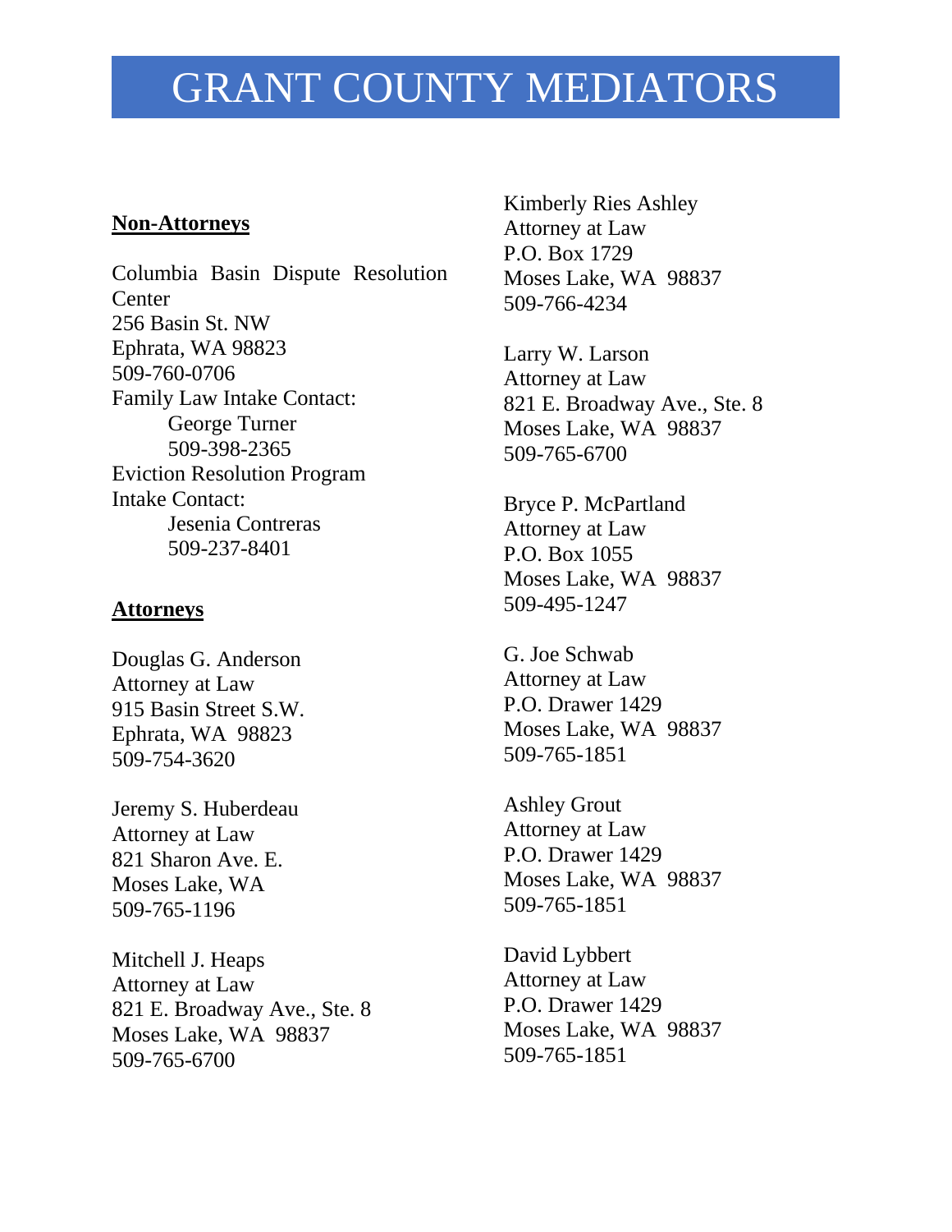# GRANT COUNTY MEDIATORS

**Non-Attorneys**

Columbia Basin Dispute Resolution Center
256 Basin St. NW
Ephrata, WA 98823
509-760-0706
Family Law Intake Contact:
  George Turner
  509-398-2365
Eviction Resolution Program Intake Contact:
  Jesenia Contreras
  509-237-8401

**Attorneys**

Douglas G. Anderson
Attorney at Law
915 Basin Street S.W.
Ephrata, WA 98823
509-754-3620

Jeremy S. Huberdeau
Attorney at Law
821 Sharon Ave. E.
Moses Lake, WA
509-765-1196

Mitchell J. Heaps
Attorney at Law
821 E. Broadway Ave., Ste. 8
Moses Lake, WA 98837
509-765-6700

Kimberly Ries Ashley
Attorney at Law
P.O. Box 1729
Moses Lake, WA 98837
509-766-4234

Larry W. Larson
Attorney at Law
821 E. Broadway Ave., Ste. 8
Moses Lake, WA 98837
509-765-6700

Bryce P. McPartland
Attorney at Law
P.O. Box 1055
Moses Lake, WA 98837
509-495-1247

G. Joe Schwab
Attorney at Law
P.O. Drawer 1429
Moses Lake, WA 98837
509-765-1851

Ashley Grout
Attorney at Law
P.O. Drawer 1429
Moses Lake, WA 98837
509-765-1851

David Lybbert
Attorney at Law
P.O. Drawer 1429
Moses Lake, WA 98837
509-765-1851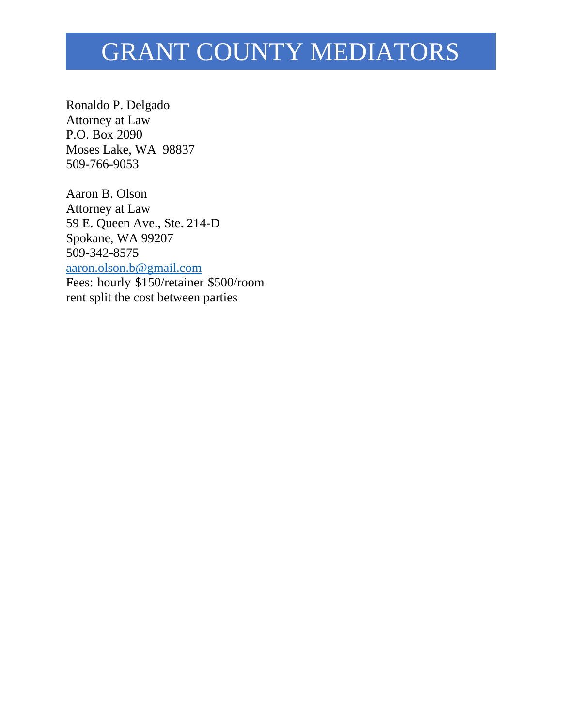# GRANT COUNTY MEDIATORS

Ronaldo P. Delgado
Attorney at Law
P.O. Box 2090
Moses Lake, WA  98837
509-766-9053

Aaron B. Olson
Attorney at Law
59 E. Queen Ave., Ste. 214-D
Spokane, WA 99207
509-342-8575
aaron.olson.b@gmail.com
Fees: hourly $150/retainer $500/room rent split the cost between parties